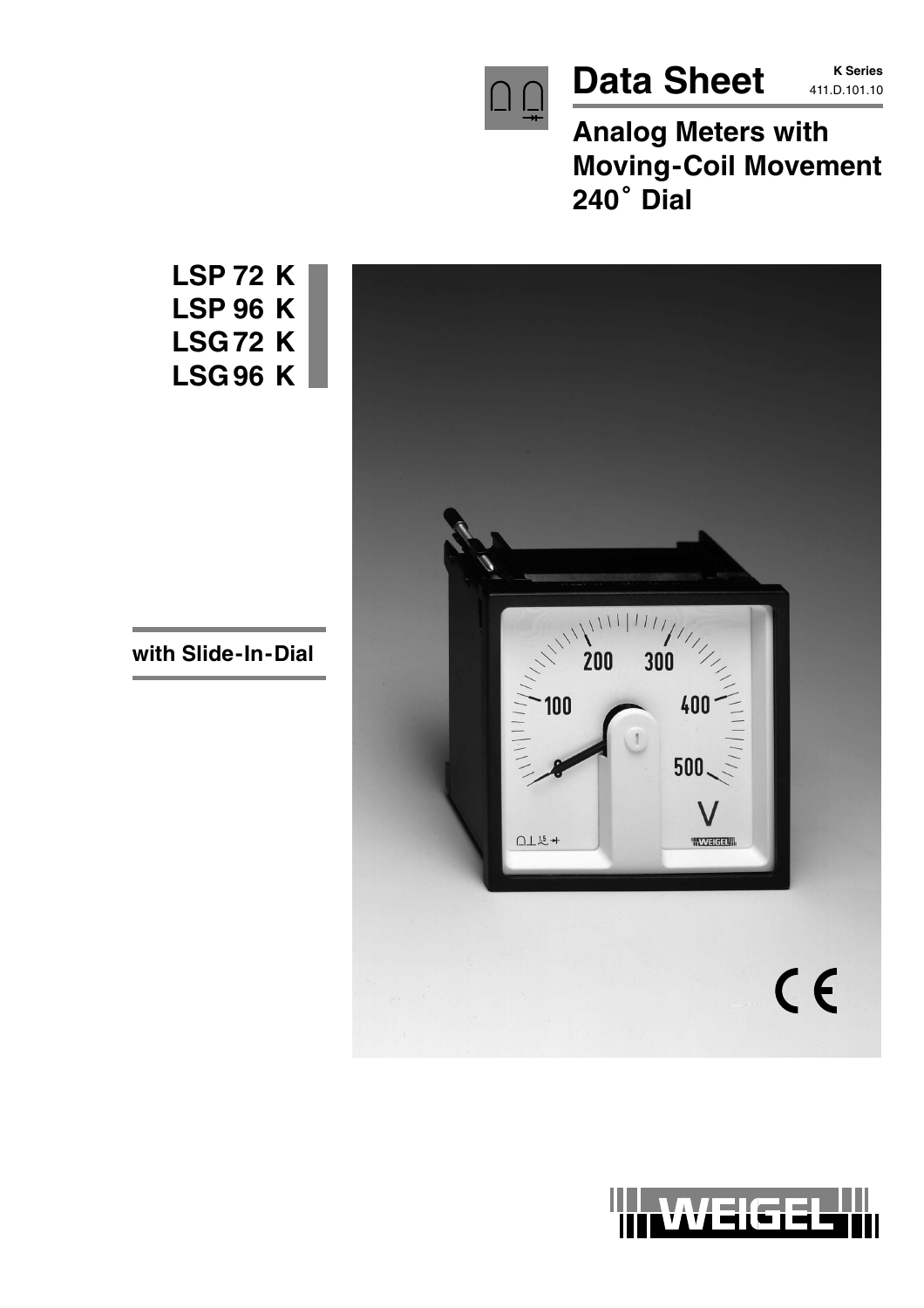# Data Sheet

**K Series**
411.D.101.10

## Analog Meters with Moving-Coil Movement 240° Dial

**LSP 72 K**
**LSP 96 K**
**LSG 72 K**
**LSG 96 K**

**with Slide-In-Dial**

WEIGEL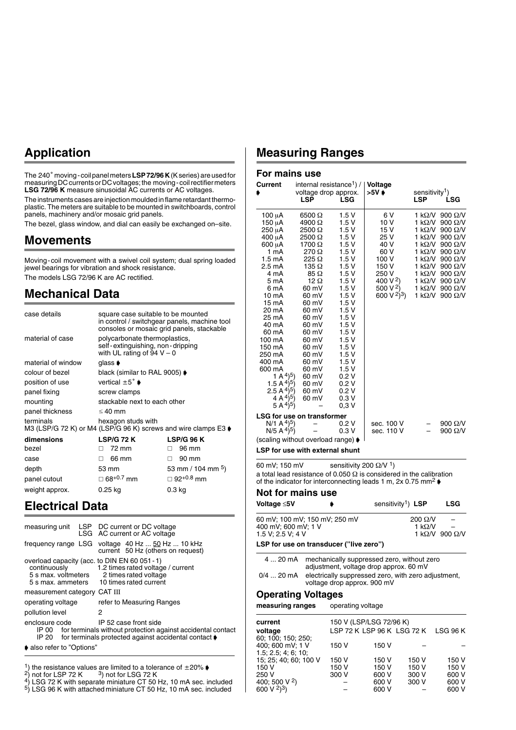## Application

The 240° moving-coil panel meters **LSP 72/96 K** (K series) are used for measuring DC currents or DC voltages; the moving-coil rectifier meters **LSG 72/96 K** measure sinusoidal AC currents or AC voltages.

The instruments cases are injection moulded in flame retardant thermoplastic. The meters are suitable to be mounted in switchboards, control panels, machinery and/or mosaic grid panels.

The bezel, glass window, and dial can easily be exchanged on–site.

## Movements

Moving-coil movement with a swivel coil system; dual spring loaded jewel bearings for vibration and shock resistance.

The models LSG 72/96 K are AC rectified.

## Mechanical Data

| | |
|---|---|
| case details | square case suitable to be mounted in control / switchgear panels, machine tool consoles or mosaic grid panels, stackable |
| material of case | polycarbonate thermoplastics, self-extinguishing, non-dripping with UL rating of 94 V – 0 |
| material of window | glass ➧ |
| colour of bezel | black (similar to RAL 9005) ➧ |
| position of use | vertical ±5° ➧ |
| panel fixing | screw clamps |
| mounting | stackable next to each other |
| panel thickness | ≤ 40 mm |
| terminals | hexagon studs with M3 (LSP/G 72 K) or M4 (LSP/G 96 K) screws and wire clamps E3 ➧ |

| dimensions | LSP/G 72 K | LSP/G 96 K |
|---|---|---|
| bezel | □ 72 mm | □ 96 mm |
| case | □ 66 mm | □ 90 mm |
| depth | 53 mm | 53 mm / 104 mm [5] |
| panel cutout | □ 68$^{+0.7}$ mm | □ 92$^{+0.8}$ mm |
| weight approx. | 0.25 kg | 0.3 kg |

## Electrical Data

| | | |
|---|---|---|
| measuring unit | LSP | DC current or DC voltage |
| | LSG | AC current or AC voltage |
| frequency range | LSG | voltage 40 Hz ... 50 Hz ... 10 kHz; current 50 Hz (others on request) |

overload capacity (acc. to DIN EN 60 051-1)

| | |
|---|---|
| continuously | 1.2 times rated voltage / current |
| 5 s max. voltmeters | 2 times rated voltage |
| 5 s max. ammeters | 10 times rated current |
| measurement category | CAT III |
| operating voltage | refer to Measuring Ranges |
| pollution level | 2 |
| enclosure code | IP 52 case front side |
| IP 00 | for terminals without protection against accidental contact |
| IP 20 | for terminals protected against accidental contact ➧ |

➧ also refer to "Options"

[1]) the resistance values are limited to a tolerance of ±20% ➧
[2]) not for LSP 72 K [3]) not for LSG 72 K
[4]) LSG 72 K with separate miniature CT 50 Hz, 10 mA sec. included
[5]) LSG 96 K with attached miniature CT 50 Hz, 10 mA sec. included

## Measuring Ranges

### For mains use

| Current ➧ | internal resistance[1]) / voltage drop approx. LSP | LSG | Voltage >5V ➧ | sensitivity[1]) LSP | LSG |
|---|---|---|---|---|---|
| 100 µA | 6500 Ω | 1.5 V | 6 V | 1 kΩ/V | 900 Ω/V |
| 150 µA | 4900 Ω | 1.5 V | 10 V | 1 kΩ/V | 900 Ω/V |
| 250 µA | 2500 Ω | 1.5 V | 15 V | 1 kΩ/V | 900 Ω/V |
| 400 µA | 2500 Ω | 1.5 V | 25 V | 1 kΩ/V | 900 Ω/V |
| 600 µA | 1700 Ω | 1.5 V | 40 V | 1 kΩ/V | 900 Ω/V |
| 1 mA | 270 Ω | 1.5 V | 60 V | 1 kΩ/V | 900 Ω/V |
| 1.5 mA | 225 Ω | 1.5 V | 100 V | 1 kΩ/V | 900 Ω/V |
| 2.5 mA | 135 Ω | 1.5 V | 150 V | 1 kΩ/V | 900 Ω/V |
| 4 mA | 85 Ω | 1.5 V | 250 V | 1 kΩ/V | 900 Ω/V |
| 5 mA | 12 Ω | 1.5 V | 400 V [2]) | 1 kΩ/V | 900 Ω/V |
| 6 mA | 60 mV | 1.5 V | 500 V [2]) | 1 kΩ/V | 900 Ω/V |
| 10 mA | 60 mV | 1.5 V | 600 V [2])[3]) | 1 kΩ/V | 900 Ω/V |
| 15 mA | 60 mV | 1.5 V | | | |
| 20 mA | 60 mV | 1.5 V | | | |
| 25 mA | 60 mV | 1.5 V | | | |
| 40 mA | 60 mV | 1.5 V | | | |
| 60 mA | 60 mV | 1.5 V | | | |
| 100 mA | 60 mV | 1.5 V | | | |
| 150 mA | 60 mV | 1.5 V | | | |
| 250 mA | 60 mV | 1.5 V | | | |
| 400 mA | 60 mV | 1.5 V | | | |
| 600 mA | 60 mV | 1.5 V | | | |
| 1 A [4])[5]) | 60 mV | 0.2 V | | | |
| 1.5 A [4])[5]) | 60 mV | 0.2 V | | | |
| 2.5 A [4])[5]) | 60 mV | 0.2 V | | | |
| 4 A [4])[5]) | 60 mV | 0.3 V | | | |
| 5 A [4])[5]) | – | 0,3 V | | | |
| **LSG for use on transformer** | | | | | |
| N/1 A [4])[5]) | – | 0.2 V | sec. 100 V | – | 900 Ω/V |
| N/5 A [4])[5]) | – | 0.3 V | sec. 110 V | – | 900 Ω/V |

(scaling without overload range) ➧

**LSP for use with external shunt**

60 mV; 150 mV sensitivity 200 Ω/V [1])

a total lead resistance of 0.050 Ω is considered in the calibration of the indicator for interconnecting leads 1 m, 2x 0.75 mm² ➧

### Not for mains use

| Voltage ≤5V ➧ | sensitivity[1]) LSP | LSG |
|---|---|---|
| 60 mV; 100 mV; 150 mV; 250 mV | 200 Ω/V | – |
| 400 mV; 600 mV; 1 V | 1 kΩ/V | – |
| 1.5 V; 2.5 V; 4 V | 1 kΩ/V | 900 Ω/V |

**LSP for use on transducer ("live zero")**

| | |
|---|---|
| 4 ... 20 mA | mechanically suppressed zero, without zero adjustment, voltage drop approx. 60 mV |
| 0/4 ... 20 mA | electrically suppressed zero, with zero adjustment, voltage drop approx. 900 mV |

### Operating Voltages

| measuring ranges | operating voltage | | | |
|---|---|---|---|---|
| current | 150 V (LSP/LSG 72/96 K) | | | |
| voltage | LSP 72 K | LSP 96 K | LSG 72 K | LSG 96 K |
| 60; 100; 150; 250; 400; 600 mV; 1 V | 150 V | 150 V | – | – |
| 1.5; 2.5; 4; 6; 10; 15; 25; 40; 60; 100 V | 150 V | 150 V | 150 V | 150 V |
| 150 V | 150 V | 150 V | 150 V | 150 V |
| 250 V | 300 V | 600 V | 300 V | 600 V |
| 400; 500 V [2]) | – | 600 V | 300 V | 600 V |
| 600 V [2])[3]) | – | 600 V | – | 600 V |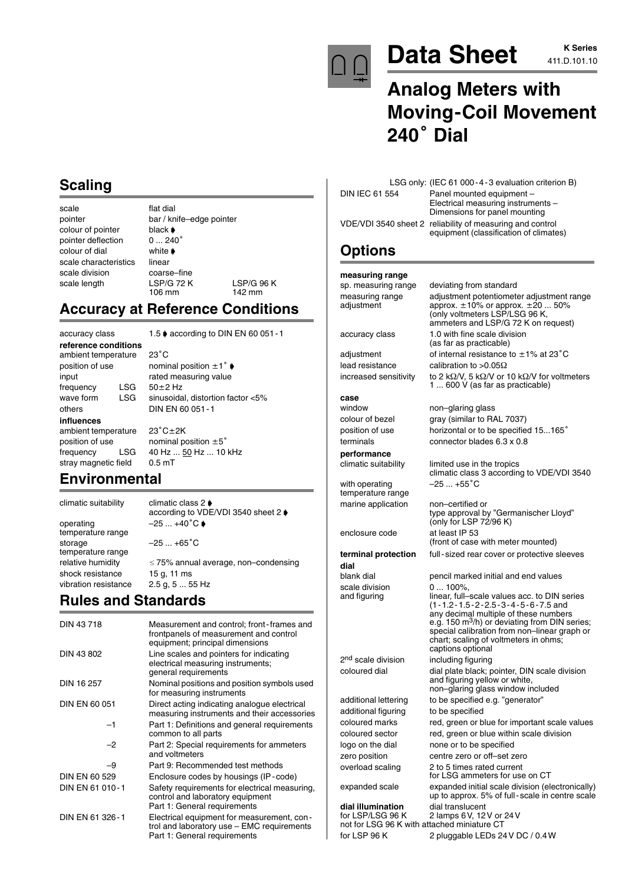# Data Sheet

**K Series**
411.D.101.10

## Analog Meters with Moving-Coil Movement 240° Dial

## Scaling

| | | |
|---|---|---|
| scale | flat dial | |
| pointer | bar / knife–edge pointer | |
| colour of pointer | black ➧ | |
| pointer deflection | 0 ... 240° | |
| colour of dial | white ➧ | |
| scale characteristics | linear | |
| scale division | coarse–fine | |
| scale length | LSP/G 72 K<br>106 mm | LSP/G 96 K<br>142 mm |

## Accuracy at Reference Conditions

| | | |
|---|---|---|
| accuracy class | | 1.5 ➧ according to DIN EN 60 051-1 |
| **reference conditions** | | |
| ambient temperature | | 23°C |
| position of use | | nominal position ±1° ➧ |
| input | | rated measuring value |
| frequency | LSG | 50±2 Hz |
| wave form | LSG | sinusoidal, distortion factor <5% |
| others | | DIN EN 60 051-1 |
| **influences** | | |
| ambient temperature | | 23°C±2K |
| position of use | | nominal position ±5° |
| frequency | LSG | 40 Hz ... 50 Hz ... 10 kHz |
| stray magnetic field | | 0.5 mT |

## Environmental

| | |
|---|---|
| climatic suitability | climatic class 2 ➧<br>according to VDE/VDI 3540 sheet 2 ➧ |
| operating temperature range | –25 ... +40°C ➧ |
| storage temperature range | –25 ... +65°C |
| relative humidity | ≤ 75% annual average, non–condensing |
| shock resistance | 15 g, 11 ms |
| vibration resistance | 2.5 g, 5 ... 55 Hz |

## Rules and Standards

| | |
|---|---|
| DIN 43 718 | Measurement and control; front-frames and frontpanels of measurement and control equipment; principal dimensions |
| DIN 43 802 | Line scales and pointers for indicating electrical measuring instruments; general requirements |
| DIN 16 257 | Nominal positions and position symbols used for measuring instruments |
| DIN EN 60 051 | Direct acting indicating analogue electrical measuring instruments and their accessories |
| –1 | Part 1: Definitions and general requirements common to all parts |
| –2 | Part 2: Special requirements for ammeters and voltmeters |
| –9 | Part 9: Recommended test methods |
| DIN EN 60 529 | Enclosure codes by housings (IP-code) |
| DIN EN 61 010-1 | Safety requirements for electrical measuring, control and laboratory equipment<br>Part 1: General requirements |
| DIN EN 61 326-1 | Electrical equipment for measurement, control and laboratory use – EMC requirements<br>Part 1: General requirements |
| | LSG only: (IEC 61 000-4-3 evaluation criterion B) |
| DIN IEC 61 554 | Panel mounted equipment – Electrical measuring instruments – Dimensions for panel mounting |
| VDE/VDI 3540 sheet 2 | reliability of measuring and control equipment (classification of climates) |

## Options

| | |
|---|---|
| **measuring range** | |
| sp. measuring range | deviating from standard |
| measuring range adjustment | adjustment potentiometer adjustment range approx. ±10% or approx. ±20 ... 50% (only voltmeters LSP/LSG 96 K, ammeters and LSP/G 72 K on request) |
| accuracy class | 1.0 with fine scale division (as far as practicable) |
| adjustment | of internal resistance to ±1% at 23°C |
| lead resistance | calibration to >0.05Ω |
| increased sensitivity | to 2 kΩ/V, 5 kΩ/V or 10 kΩ/V for voltmeters 1 ... 600 V (as far as practicable) |
| **case** | |
| window | non–glaring glass |
| colour of bezel | gray (similar to RAL 7037) |
| position of use | horizontal or to be specified 15...165° |
| terminals | connector blades 6.3 x 0.8 |
| **performance** | |
| climatic suitability | limited use in the tropics<br>climatic class 3 according to VDE/VDI 3540 |
| with operating temperature range | –25 ... +55°C |
| marine application | non–certified or<br>type approval by "Germanischer Lloyd" (only for LSP 72/96 K) |
| enclosure code | at least IP 53<br>(front of case with meter mounted) |
| **terminal protection** | full-sized rear cover or protective sleeves |
| **dial** | |
| blank dial | pencil marked initial and end values |
| scale division and figuring | 0 ... 100%,<br>linear, full–scale values acc. to DIN series (1-1.2-1.5-2-2.5-3-4-5-6-7.5 and any decimal multiple of these numbers e.g. 150 $m^3$/h) or deviating from DIN series; special calibration from non–linear graph or chart; scaling of voltmeters in ohms; captions optional |
| 2nd scale division | including figuring |
| coloured dial | dial plate black; pointer, DIN scale division and figuring yellow or white, non–glaring glass window included |
| additional lettering | to be specified e.g. "generator" |
| additional figuring | to be specified |
| coloured marks | red, green or blue for important scale values |
| coloured sector | red, green or blue within scale division |
| logo on the dial | none or to be specified |
| zero position | centre zero or off–set zero |
| overload scaling | 2 to 5 times rated current for LSG ammeters for use on CT |
| expanded scale | expanded initial scale division (electronically) up to approx. 5% of full-scale in centre scale |
| **dial illumination**<br>for LSP/LSG 96 K | dial translucent<br>2 lamps 6 V, 12 V or 24 V |
| not for LSG 96 K with attached miniature CT | |
| for LSP 96 K | 2 pluggable LEDs 24 V DC / 0.4 W |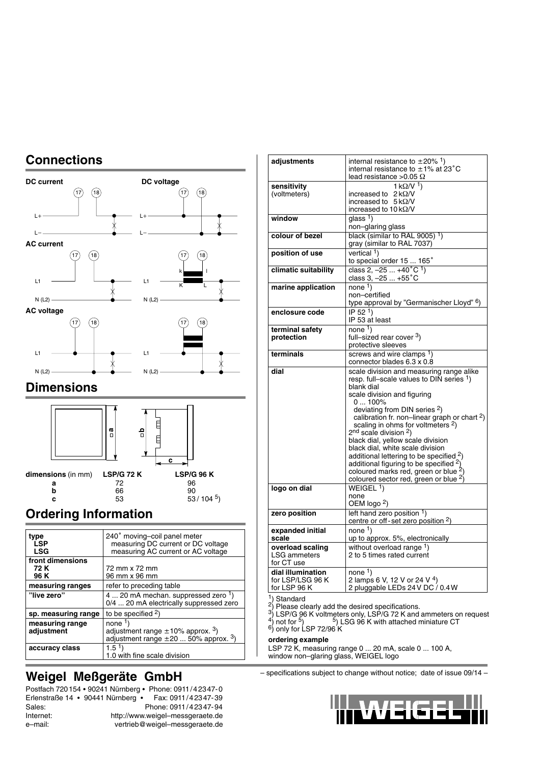## Connections

**DC current** **DC voltage**

17 18 17 18

L+ L–

**AC current**

17 18 17 18

k l K L

L1 N (L2)

**AC voltage**

17 18 17 18

L1 N (L2)

## Dimensions

a b c

| dimensions (in mm) | LSP/G 72 K | LSP/G 96 K |
|---|---|---|
| a | 72 | 96 |
| b | 66 | 90 |
| c | 53 | 53 / 104 [5]) |

## Ordering Information

| | |
|---|---|
| **type**<br>**LSP**<br>**LSG** | 240˚ moving–coil panel meter<br>measuring DC current or DC voltage<br>measuring AC current or AC voltage |
| **front dimensions**<br>**72 K**<br>**96 K** | <br>72 mm x 72 mm<br>96 mm x 96 mm |
| **measuring ranges** | refer to preceding table |
| **"live zero"** | 4 ... 20 mA mechan. suppressed zero [1])<br>0/4 ... 20 mA electrically suppressed zero |
| **sp. measuring range** | to be specified [2]) |
| **measuring range adjustment** | none [1])<br>adjustment range ±10% approx. [3])<br>adjustment range ±20 ... 50% approx. [3]) |
| **accuracy class** | 1.5 [1])<br>1.0 with fine scale division |
| **adjustments** | internal resistance to ±20% [1])<br>internal resistance to ±1% at 23˚C<br>lead resistance >0.05 Ω |
| **sensitivity** (voltmeters) | 1 kΩ/V [1])<br>increased to 2 kΩ/V<br>increased to 5 kΩ/V<br>increased to 10 kΩ/V |
| **window** | glass [1])<br>non–glaring glass |
| **colour of bezel** | black (similar to RAL 9005) [1])<br>gray (similar to RAL 7037) |
| **position of use** | vertical [1])<br>to special order 15 ... 165˚ |
| **climatic suitability** | class 2, –25 ... +40˚C [1])<br>class 3, –25 ... +55˚C |
| **marine application** | none [1])<br>non–certified<br>type approval by "Germanischer Lloyd" [6]) |
| **enclosure code** | IP 52 [1])<br>IP 53 at least |
| **terminal safety protection** | none [1])<br>full–sized rear cover [3])<br>protective sleeves |
| **terminals** | screws and wire clamps [1])<br>connector blades 6.3 x 0.8 |
| **dial** | scale division and measuring range alike resp. full–scale values to DIN series [1])<br>blank dial<br>scale division and figuring<br>0 ... 100%<br>deviating from DIN series [2])<br>calibration fr. non–linear graph or chart [2])<br>scaling in ohms for voltmeters [2])<br>2nd scale division [2])<br>black dial, yellow scale division<br>black dial, white scale division<br>additional lettering to be specified [2])<br>additional figuring to be specified [2])<br>coloured marks red, green or blue [2])<br>coloured sector red, green or blue [2]) |
| **logo on dial** | WEIGEL [1])<br>none<br>OEM logo [2]) |
| **zero position** | left hand zero position [1])<br>centre or off-set zero position [2]) |
| **expanded initial scale** | none [1])<br>up to approx. 5%, electronically |
| **overload scaling** LSG ammeters for CT use | without overload range [1])<br>2 to 5 times rated current |
| **dial illumination** for LSP/LSG 96 K for LSP 96 K | none [1])<br>2 lamps 6 V, 12 V or 24 V [4])<br>2 pluggable LEDs 24 V DC / 0.4 W |

[1]) Standard
[2]) Please clearly add the desired specifications.
[3]) LSP/G 96 K voltmeters only, LSP/G 72 K and ammeters on request
[4]) not for [5]) [5]) LSG 96 K with attached miniature CT
[6]) only for LSP 72/96 K

**ordering example**
LSP 72 K, measuring range 0 ... 20 mA, scale 0 ... 100 A, window non–glaring glass, WEIGEL logo

## Weigel Meßgeräte GmbH

Postfach 720 154 • 90241 Nürnberg • Phone: 0911 / 4 23 47- 0
Erlenstraße 14 • 90441 Nürnberg • Fax: 0911 / 4 23 47- 39
Sales: Phone: 0911 / 4 23 47- 94
Internet: http://www.weigel–messgeraete.de
e–mail: vertrieb@weigel–messgeraete.de

– specifications subject to change without notice; date of issue 09/14 –

WEIGEL